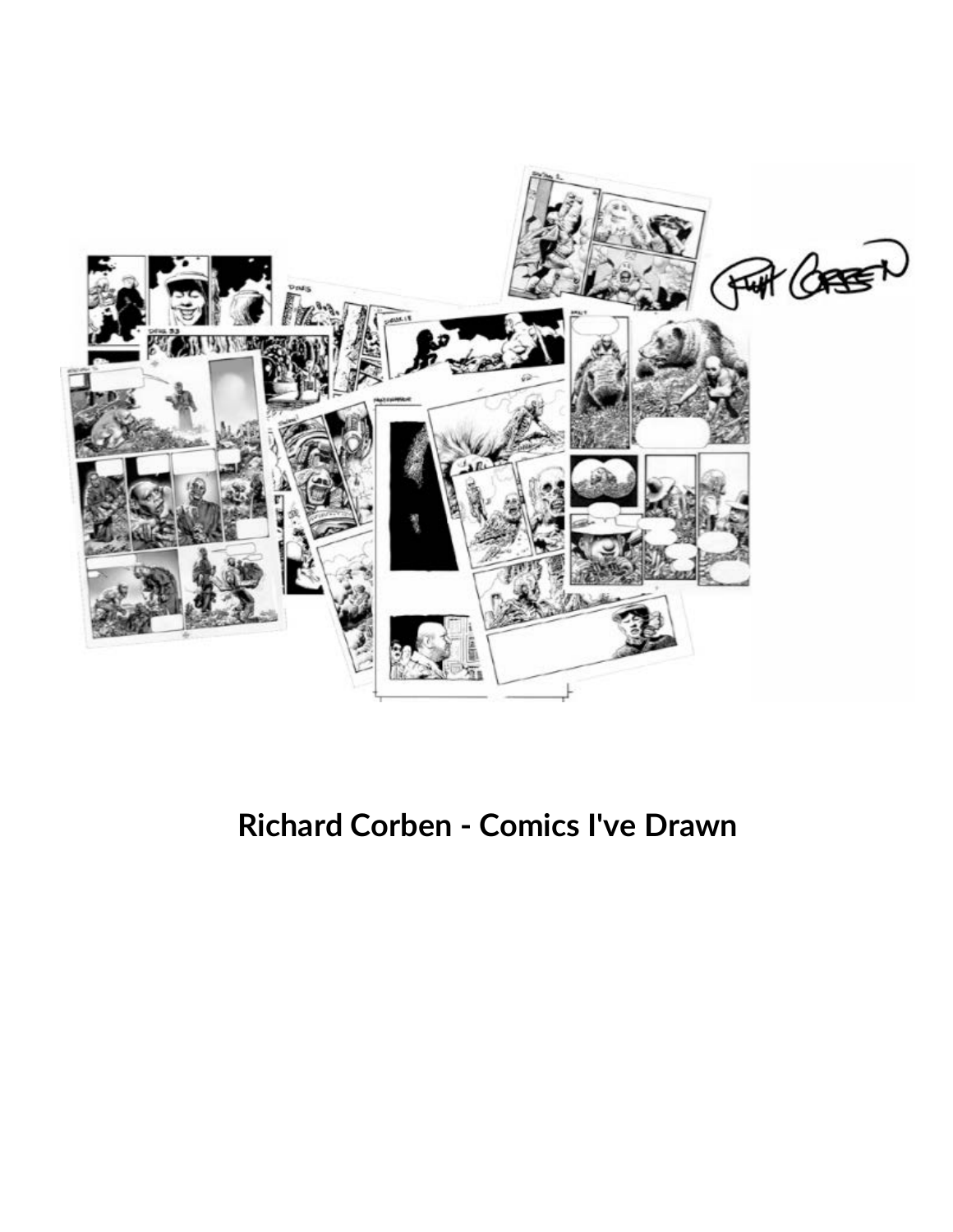# Richard Corben - Comics I've Drawn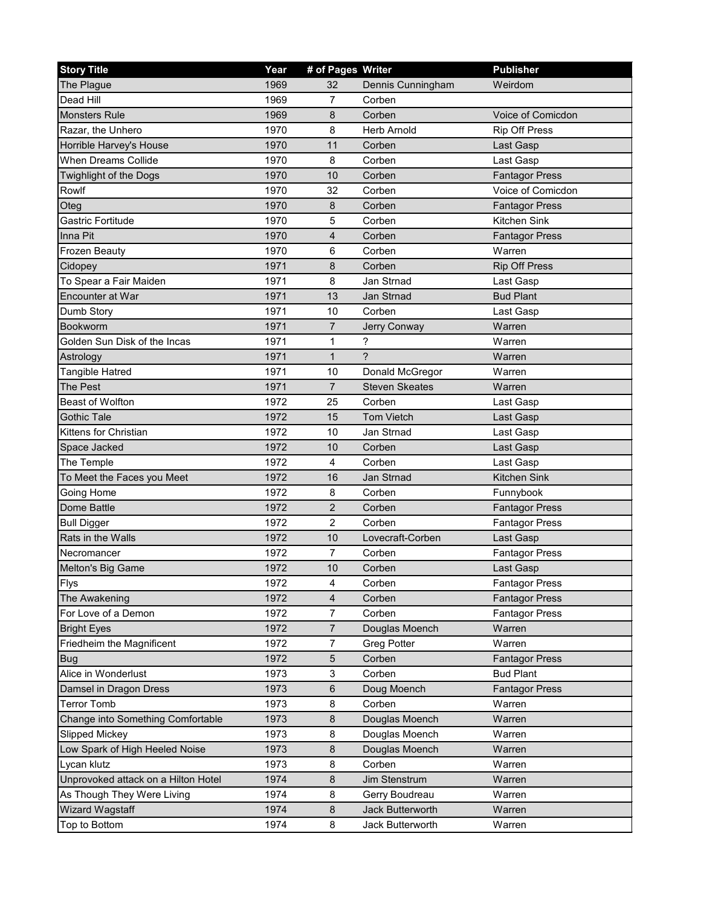| Story Title | Year | # of Pages | Writer | Publisher |
|---|---|---|---|---|
| The Plague | 1969 | 32 | Dennis Cunningham | Weirdom |
| Dead Hill | 1969 | 7 | Corben | |
| Monsters Rule | 1969 | 8 | Corben | Voice of Comicdon |
| Razar, the Unhero | 1970 | 8 | Herb Arnold | Rip Off Press |
| Horrible Harvey's House | 1970 | 11 | Corben | Last Gasp |
| When Dreams Collide | 1970 | 8 | Corben | Last Gasp |
| Twighlight of the Dogs | 1970 | 10 | Corben | Fantagor Press |
| Rowlf | 1970 | 32 | Corben | Voice of Comicdon |
| Oteg | 1970 | 8 | Corben | Fantagor Press |
| Gastric Fortitude | 1970 | 5 | Corben | Kitchen Sink |
| Inna Pit | 1970 | 4 | Corben | Fantagor Press |
| Frozen Beauty | 1970 | 6 | Corben | Warren |
| Cidopey | 1971 | 8 | Corben | Rip Off Press |
| To Spear a Fair Maiden | 1971 | 8 | Jan Strnad | Last Gasp |
| Encounter at War | 1971 | 13 | Jan Strnad | Bud Plant |
| Dumb Story | 1971 | 10 | Corben | Last Gasp |
| Bookworm | 1971 | 7 | Jerry Conway | Warren |
| Golden Sun Disk of the Incas | 1971 | 1 | ? | Warren |
| Astrology | 1971 | 1 | ? | Warren |
| Tangible Hatred | 1971 | 10 | Donald McGregor | Warren |
| The Pest | 1971 | 7 | Steven Skeates | Warren |
| Beast of Wolfton | 1972 | 25 | Corben | Last Gasp |
| Gothic Tale | 1972 | 15 | Tom Vietch | Last Gasp |
| Kittens for Christian | 1972 | 10 | Jan Strnad | Last Gasp |
| Space Jacked | 1972 | 10 | Corben | Last Gasp |
| The Temple | 1972 | 4 | Corben | Last Gasp |
| To Meet the Faces you Meet | 1972 | 16 | Jan Strnad | Kitchen Sink |
| Going Home | 1972 | 8 | Corben | Funnybook |
| Dome Battle | 1972 | 2 | Corben | Fantagor Press |
| Bull Digger | 1972 | 2 | Corben | Fantagor Press |
| Rats in the Walls | 1972 | 10 | Lovecraft-Corben | Last Gasp |
| Necromancer | 1972 | 7 | Corben | Fantagor Press |
| Melton's Big Game | 1972 | 10 | Corben | Last Gasp |
| Flys | 1972 | 4 | Corben | Fantagor Press |
| The Awakening | 1972 | 4 | Corben | Fantagor Press |
| For Love of a Demon | 1972 | 7 | Corben | Fantagor Press |
| Bright Eyes | 1972 | 7 | Douglas Moench | Warren |
| Friedheim the Magnificent | 1972 | 7 | Greg Potter | Warren |
| Bug | 1972 | 5 | Corben | Fantagor Press |
| Alice in Wonderlust | 1973 | 3 | Corben | Bud Plant |
| Damsel in Dragon Dress | 1973 | 6 | Doug Moench | Fantagor Press |
| Terror Tomb | 1973 | 8 | Corben | Warren |
| Change into Something Comfortable | 1973 | 8 | Douglas Moench | Warren |
| Slipped Mickey | 1973 | 8 | Douglas Moench | Warren |
| Low Spark of High Heeled Noise | 1973 | 8 | Douglas Moench | Warren |
| Lycan klutz | 1973 | 8 | Corben | Warren |
| Unprovoked attack on a Hilton Hotel | 1974 | 8 | Jim Stenstrum | Warren |
| As Though They Were Living | 1974 | 8 | Gerry Boudreau | Warren |
| Wizard Wagstaff | 1974 | 8 | Jack Butterworth | Warren |
| Top to Bottom | 1974 | 8 | Jack Butterworth | Warren |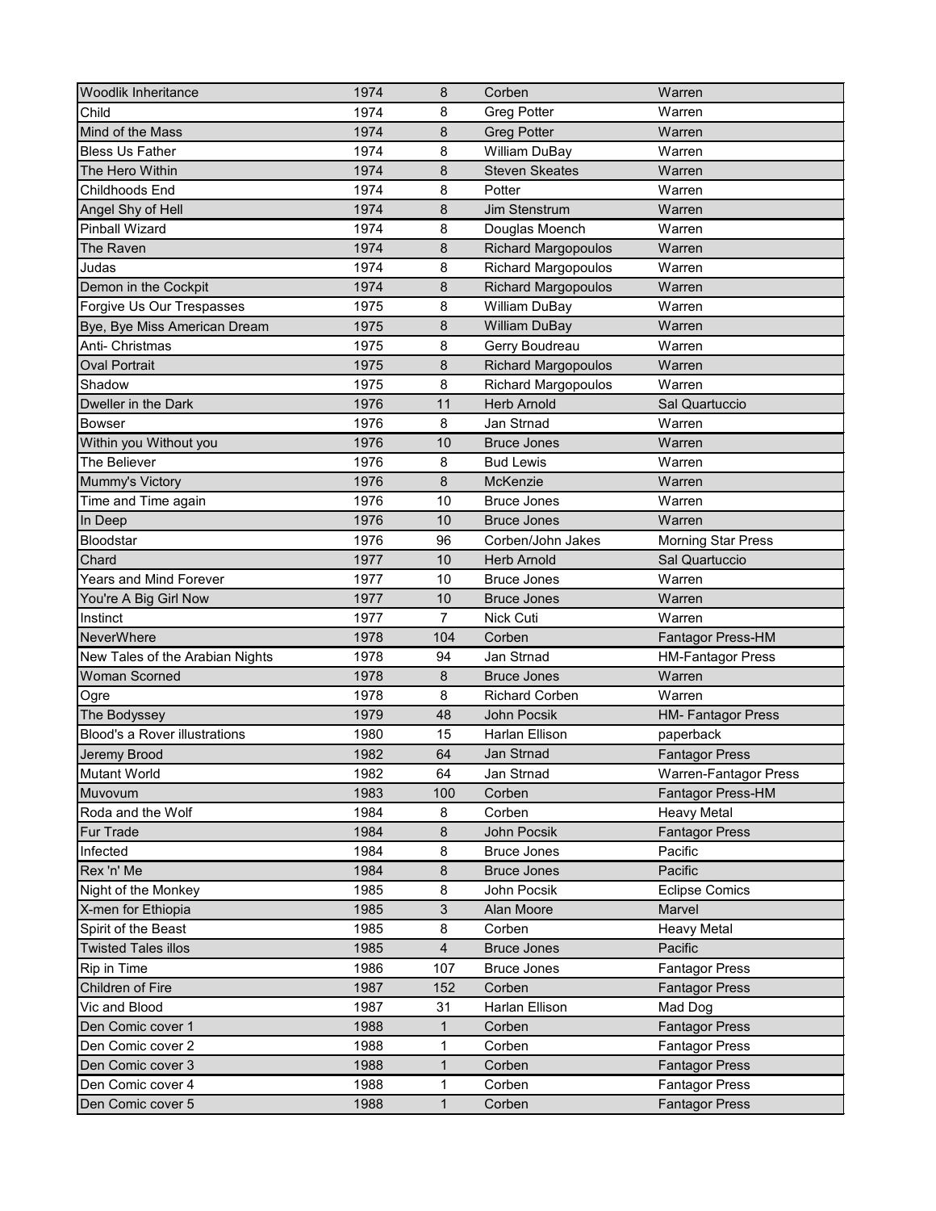| | | | | |
|---|---|---|---|---|
| Woodlik Inheritance | 1974 | 8 | Corben | Warren |
| Child | 1974 | 8 | Greg Potter | Warren |
| Mind of the Mass | 1974 | 8 | Greg Potter | Warren |
| Bless Us Father | 1974 | 8 | William DuBay | Warren |
| The Hero Within | 1974 | 8 | Steven Skeates | Warren |
| Childhoods End | 1974 | 8 | Potter | Warren |
| Angel Shy of Hell | 1974 | 8 | Jim Stenstrum | Warren |
| Pinball Wizard | 1974 | 8 | Douglas Moench | Warren |
| The Raven | 1974 | 8 | Richard Margopoulos | Warren |
| Judas | 1974 | 8 | Richard Margopoulos | Warren |
| Demon in the Cockpit | 1974 | 8 | Richard Margopoulos | Warren |
| Forgive Us Our Trespasses | 1975 | 8 | William DuBay | Warren |
| Bye, Bye Miss American Dream | 1975 | 8 | William DuBay | Warren |
| Anti- Christmas | 1975 | 8 | Gerry Boudreau | Warren |
| Oval Portrait | 1975 | 8 | Richard Margopoulos | Warren |
| Shadow | 1975 | 8 | Richard Margopoulos | Warren |
| Dweller in the Dark | 1976 | 11 | Herb Arnold | Sal Quartuccio |
| Bowser | 1976 | 8 | Jan Strnad | Warren |
| Within you Without you | 1976 | 10 | Bruce Jones | Warren |
| The Believer | 1976 | 8 | Bud Lewis | Warren |
| Mummy's Victory | 1976 | 8 | McKenzie | Warren |
| Time and Time again | 1976 | 10 | Bruce Jones | Warren |
| In Deep | 1976 | 10 | Bruce Jones | Warren |
| Bloodstar | 1976 | 96 | Corben/John Jakes | Morning Star Press |
| Chard | 1977 | 10 | Herb Arnold | Sal Quartuccio |
| Years and Mind Forever | 1977 | 10 | Bruce Jones | Warren |
| You're A Big Girl Now | 1977 | 10 | Bruce Jones | Warren |
| Instinct | 1977 | 7 | Nick Cuti | Warren |
| NeverWhere | 1978 | 104 | Corben | Fantagor Press-HM |
| New Tales of the Arabian Nights | 1978 | 94 | Jan Strnad | HM-Fantagor Press |
| Woman Scorned | 1978 | 8 | Bruce Jones | Warren |
| Ogre | 1978 | 8 | Richard Corben | Warren |
| The Bodyssey | 1979 | 48 | John Pocsik | HM- Fantagor Press |
| Blood's a Rover illustrations | 1980 | 15 | Harlan Ellison | paperback |
| Jeremy Brood | 1982 | 64 | Jan Strnad | Fantagor Press |
| Mutant World | 1982 | 64 | Jan Strnad | Warren-Fantagor Press |
| Muvovum | 1983 | 100 | Corben | Fantagor Press-HM |
| Roda and the Wolf | 1984 | 8 | Corben | Heavy Metal |
| Fur Trade | 1984 | 8 | John Pocsik | Fantagor Press |
| Infected | 1984 | 8 | Bruce Jones | Pacific |
| Rex 'n' Me | 1984 | 8 | Bruce Jones | Pacific |
| Night of the Monkey | 1985 | 8 | John Pocsik | Eclipse Comics |
| X-men for Ethiopia | 1985 | 3 | Alan Moore | Marvel |
| Spirit of the Beast | 1985 | 8 | Corben | Heavy Metal |
| Twisted Tales illos | 1985 | 4 | Bruce Jones | Pacific |
| Rip in Time | 1986 | 107 | Bruce Jones | Fantagor Press |
| Children of Fire | 1987 | 152 | Corben | Fantagor Press |
| Vic and Blood | 1987 | 31 | Harlan Ellison | Mad Dog |
| Den Comic cover 1 | 1988 | 1 | Corben | Fantagor Press |
| Den Comic cover 2 | 1988 | 1 | Corben | Fantagor Press |
| Den Comic cover 3 | 1988 | 1 | Corben | Fantagor Press |
| Den Comic cover 4 | 1988 | 1 | Corben | Fantagor Press |
| Den Comic cover 5 | 1988 | 1 | Corben | Fantagor Press |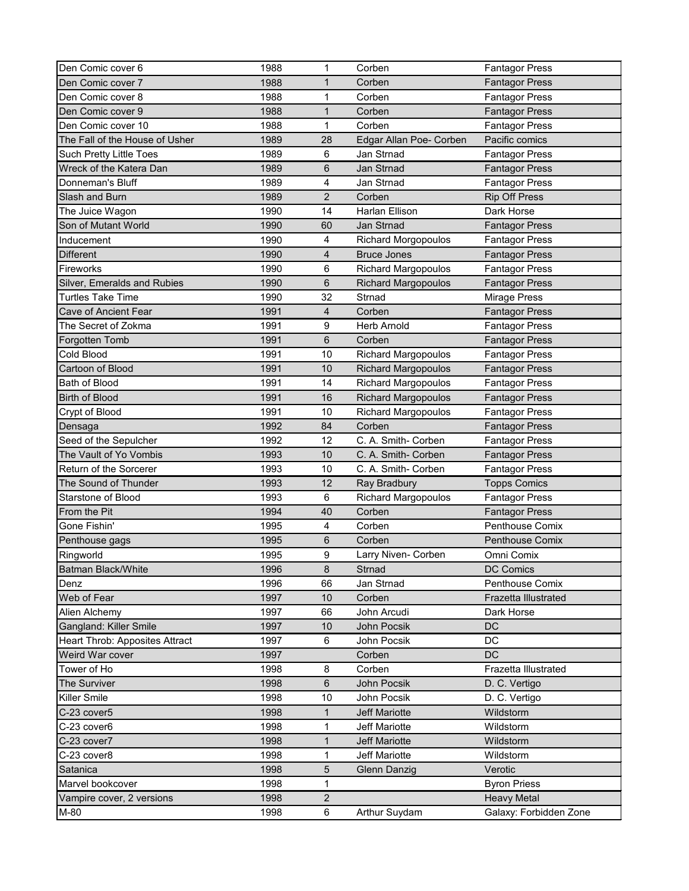| | | | | |
|---|---|---|---|---|
| Den Comic cover 6 | 1988 | 1 | Corben | Fantagor Press |
| Den Comic cover 7 | 1988 | 1 | Corben | Fantagor Press |
| Den Comic cover 8 | 1988 | 1 | Corben | Fantagor Press |
| Den Comic cover 9 | 1988 | 1 | Corben | Fantagor Press |
| Den Comic cover 10 | 1988 | 1 | Corben | Fantagor Press |
| The Fall of the House of Usher | 1989 | 28 | Edgar Allan Poe- Corben | Pacific comics |
| Such Pretty Little Toes | 1989 | 6 | Jan Strnad | Fantagor Press |
| Wreck of the Katera Dan | 1989 | 6 | Jan Strnad | Fantagor Press |
| Donneman's Bluff | 1989 | 4 | Jan Strnad | Fantagor Press |
| Slash and Burn | 1989 | 2 | Corben | Rip Off Press |
| The Juice Wagon | 1990 | 14 | Harlan Ellison | Dark Horse |
| Son of Mutant World | 1990 | 60 | Jan Strnad | Fantagor Press |
| Inducement | 1990 | 4 | Richard Morgopoulos | Fantagor Press |
| Different | 1990 | 4 | Bruce Jones | Fantagor Press |
| Fireworks | 1990 | 6 | Richard Margopoulos | Fantagor Press |
| Silver, Emeralds and Rubies | 1990 | 6 | Richard Margopoulos | Fantagor Press |
| Turtles Take Time | 1990 | 32 | Strnad | Mirage Press |
| Cave of Ancient Fear | 1991 | 4 | Corben | Fantagor Press |
| The Secret of Zokma | 1991 | 9 | Herb Arnold | Fantagor Press |
| Forgotten Tomb | 1991 | 6 | Corben | Fantagor Press |
| Cold Blood | 1991 | 10 | Richard Margopoulos | Fantagor Press |
| Cartoon of Blood | 1991 | 10 | Richard Margopoulos | Fantagor Press |
| Bath of Blood | 1991 | 14 | Richard Margopoulos | Fantagor Press |
| Birth of Blood | 1991 | 16 | Richard Margopoulos | Fantagor Press |
| Crypt of Blood | 1991 | 10 | Richard Margopoulos | Fantagor Press |
| Densaga | 1992 | 84 | Corben | Fantagor Press |
| Seed of the Sepulcher | 1992 | 12 | C. A. Smith- Corben | Fantagor Press |
| The Vault of Yo Vombis | 1993 | 10 | C. A. Smith- Corben | Fantagor Press |
| Return of the Sorcerer | 1993 | 10 | C. A. Smith- Corben | Fantagor Press |
| The Sound of Thunder | 1993 | 12 | Ray Bradbury | Topps Comics |
| Starstone of Blood | 1993 | 6 | Richard Margopoulos | Fantagor Press |
| From the Pit | 1994 | 40 | Corben | Fantagor Press |
| Gone Fishin' | 1995 | 4 | Corben | Penthouse Comix |
| Penthouse gags | 1995 | 6 | Corben | Penthouse Comix |
| Ringworld | 1995 | 9 | Larry Niven- Corben | Omni Comix |
| Batman Black/White | 1996 | 8 | Strnad | DC Comics |
| Denz | 1996 | 66 | Jan Strnad | Penthouse Comix |
| Web of Fear | 1997 | 10 | Corben | Frazetta Illustrated |
| Alien Alchemy | 1997 | 66 | John Arcudi | Dark Horse |
| Gangland: Killer Smile | 1997 | 10 | John Pocsik | DC |
| Heart Throb: Apposites Attract | 1997 | 6 | John Pocsik | DC |
| Weird War cover | 1997 | | Corben | DC |
| Tower of Ho | 1998 | 8 | Corben | Frazetta Illustrated |
| The Surviver | 1998 | 6 | John Pocsik | D. C. Vertigo |
| Killer Smile | 1998 | 10 | John Pocsik | D. C. Vertigo |
| C-23 cover5 | 1998 | 1 | Jeff Mariotte | Wildstorm |
| C-23 cover6 | 1998 | 1 | Jeff Mariotte | Wildstorm |
| C-23 cover7 | 1998 | 1 | Jeff Mariotte | Wildstorm |
| C-23 cover8 | 1998 | 1 | Jeff Mariotte | Wildstorm |
| Satanica | 1998 | 5 | Glenn Danzig | Verotic |
| Marvel bookcover | 1998 | 1 | | Byron Priess |
| Vampire cover, 2 versions | 1998 | 2 | | Heavy Metal |
| M-80 | 1998 | 6 | Arthur Suydam | Galaxy: Forbidden Zone |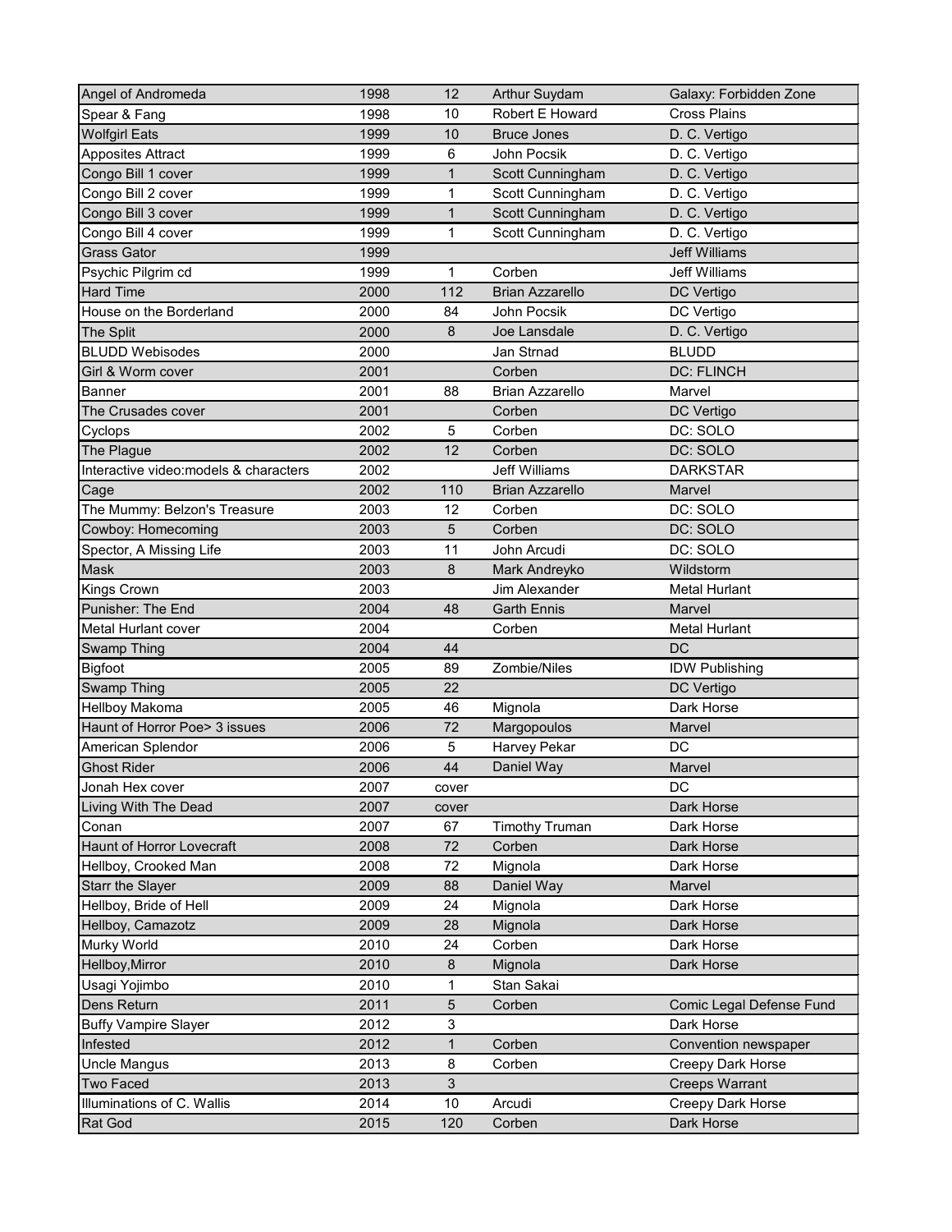| | | | | |
|---|---|---|---|---|
| Angel of Andromeda | 1998 | 12 | Arthur Suydam | Galaxy: Forbidden Zone |
| Spear & Fang | 1998 | 10 | Robert E Howard | Cross Plains |
| Wolfgirl Eats | 1999 | 10 | Bruce Jones | D. C. Vertigo |
| Apposites Attract | 1999 | 6 | John Pocsik | D. C. Vertigo |
| Congo Bill 1 cover | 1999 | 1 | Scott Cunningham | D. C. Vertigo |
| Congo Bill 2 cover | 1999 | 1 | Scott Cunningham | D. C. Vertigo |
| Congo Bill 3 cover | 1999 | 1 | Scott Cunningham | D. C. Vertigo |
| Congo Bill 4 cover | 1999 | 1 | Scott Cunningham | D. C. Vertigo |
| Grass Gator | 1999 | | | Jeff Williams |
| Psychic Pilgrim cd | 1999 | 1 | Corben | Jeff Williams |
| Hard Time | 2000 | 112 | Brian Azzarello | DC Vertigo |
| House on the Borderland | 2000 | 84 | John Pocsik | DC Vertigo |
| The Split | 2000 | 8 | Joe Lansdale | D. C. Vertigo |
| BLUDD Webisodes | 2000 | | Jan Strnad | BLUDD |
| Girl & Worm cover | 2001 | | Corben | DC: FLINCH |
| Banner | 2001 | 88 | Brian Azzarello | Marvel |
| The Crusades cover | 2001 | | Corben | DC Vertigo |
| Cyclops | 2002 | 5 | Corben | DC: SOLO |
| The Plague | 2002 | 12 | Corben | DC: SOLO |
| Interactive video:models & characters | 2002 | | Jeff Williams | DARKSTAR |
| Cage | 2002 | 110 | Brian Azzarello | Marvel |
| The Mummy: Belzon's Treasure | 2003 | 12 | Corben | DC: SOLO |
| Cowboy: Homecoming | 2003 | 5 | Corben | DC: SOLO |
| Spector, A Missing Life | 2003 | 11 | John Arcudi | DC: SOLO |
| Mask | 2003 | 8 | Mark Andreyko | Wildstorm |
| Kings Crown | 2003 | | Jim Alexander | Metal Hurlant |
| Punisher: The End | 2004 | 48 | Garth Ennis | Marvel |
| Metal Hurlant cover | 2004 | | Corben | Metal Hurlant |
| Swamp Thing | 2004 | 44 | | DC |
| Bigfoot | 2005 | 89 | Zombie/Niles | IDW Publishing |
| Swamp Thing | 2005 | 22 | | DC Vertigo |
| Hellboy Makoma | 2005 | 46 | Mignola | Dark Horse |
| Haunt of Horror Poe> 3 issues | 2006 | 72 | Margopoulos | Marvel |
| American Splendor | 2006 | 5 | Harvey Pekar | DC |
| Ghost Rider | 2006 | 44 | Daniel Way | Marvel |
| Jonah Hex cover | 2007 | cover | | DC |
| Living With The Dead | 2007 | cover | | Dark Horse |
| Conan | 2007 | 67 | Timothy Truman | Dark Horse |
| Haunt of Horror Lovecraft | 2008 | 72 | Corben | Dark Horse |
| Hellboy, Crooked Man | 2008 | 72 | Mignola | Dark Horse |
| Starr the Slayer | 2009 | 88 | Daniel Way | Marvel |
| Hellboy, Bride of Hell | 2009 | 24 | Mignola | Dark Horse |
| Hellboy, Camazotz | 2009 | 28 | Mignola | Dark Horse |
| Murky World | 2010 | 24 | Corben | Dark Horse |
| Hellboy,Mirror | 2010 | 8 | Mignola | Dark Horse |
| Usagi Yojimbo | 2010 | 1 | Stan Sakai | |
| Dens Return | 2011 | 5 | Corben | Comic Legal Defense Fund |
| Buffy Vampire Slayer | 2012 | 3 | | Dark Horse |
| Infested | 2012 | 1 | Corben | Convention newspaper |
| Uncle Mangus | 2013 | 8 | Corben | Creepy Dark Horse |
| Two Faced | 2013 | 3 | | Creeps Warrant |
| Illuminations of C. Wallis | 2014 | 10 | Arcudi | Creepy Dark Horse |
| Rat God | 2015 | 120 | Corben | Dark Horse |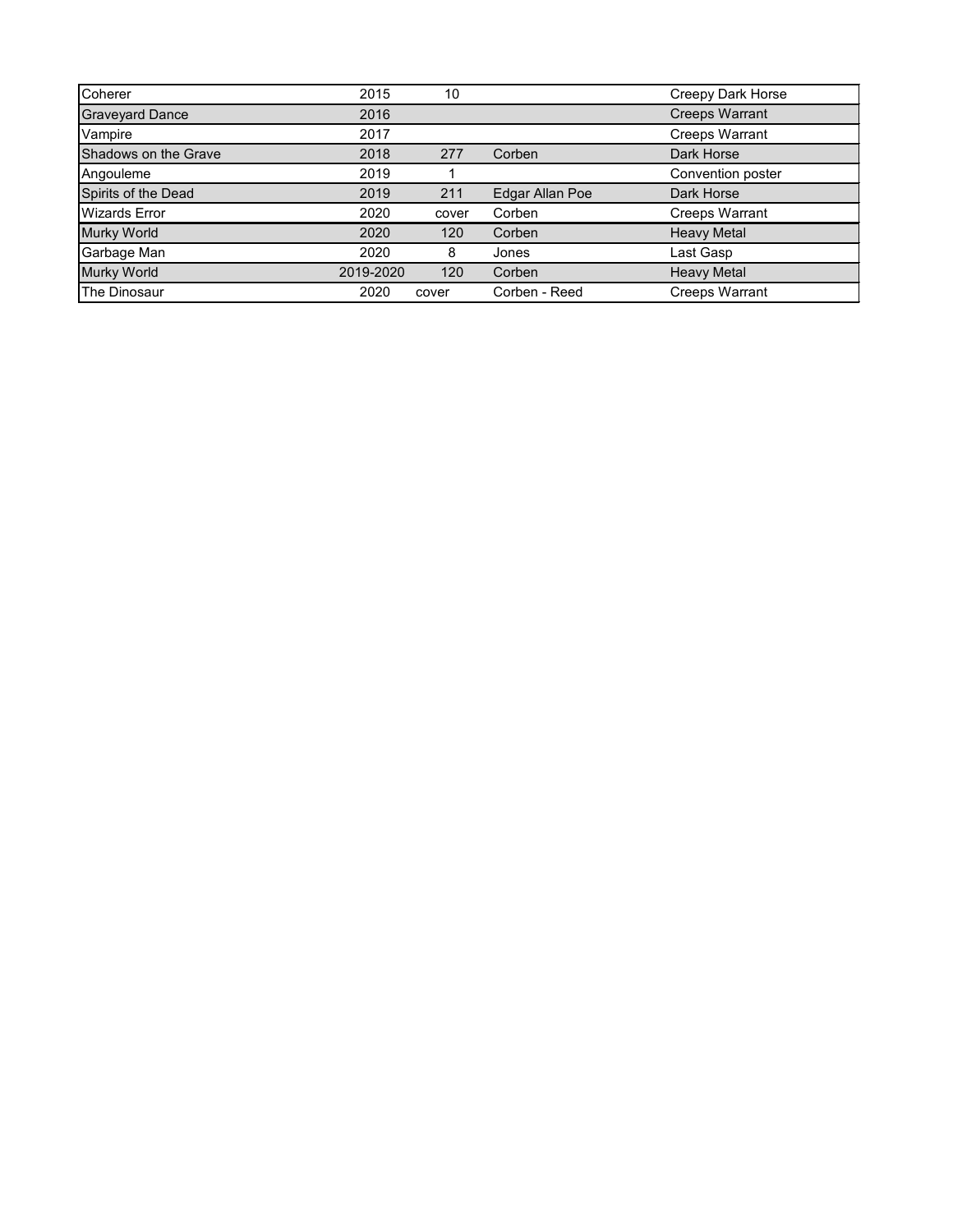| | | | | |
|---|---|---|---|---|
| Coherer | 2015 | 10 | | Creepy Dark Horse |
| Graveyard Dance | 2016 | | | Creeps Warrant |
| Vampire | 2017 | | | Creeps Warrant |
| Shadows on the Grave | 2018 | 277 | Corben | Dark Horse |
| Angouleme | 2019 | 1 | | Convention poster |
| Spirits of the Dead | 2019 | 211 | Edgar Allan Poe | Dark Horse |
| Wizards Error | 2020 | cover | Corben | Creeps Warrant |
| Murky World | 2020 | 120 | Corben | Heavy Metal |
| Garbage Man | 2020 | 8 | Jones | Last Gasp |
| Murky World | 2019-2020 | 120 | Corben | Heavy Metal |
| The Dinosaur | 2020 | cover | Corben - Reed | Creeps Warrant |